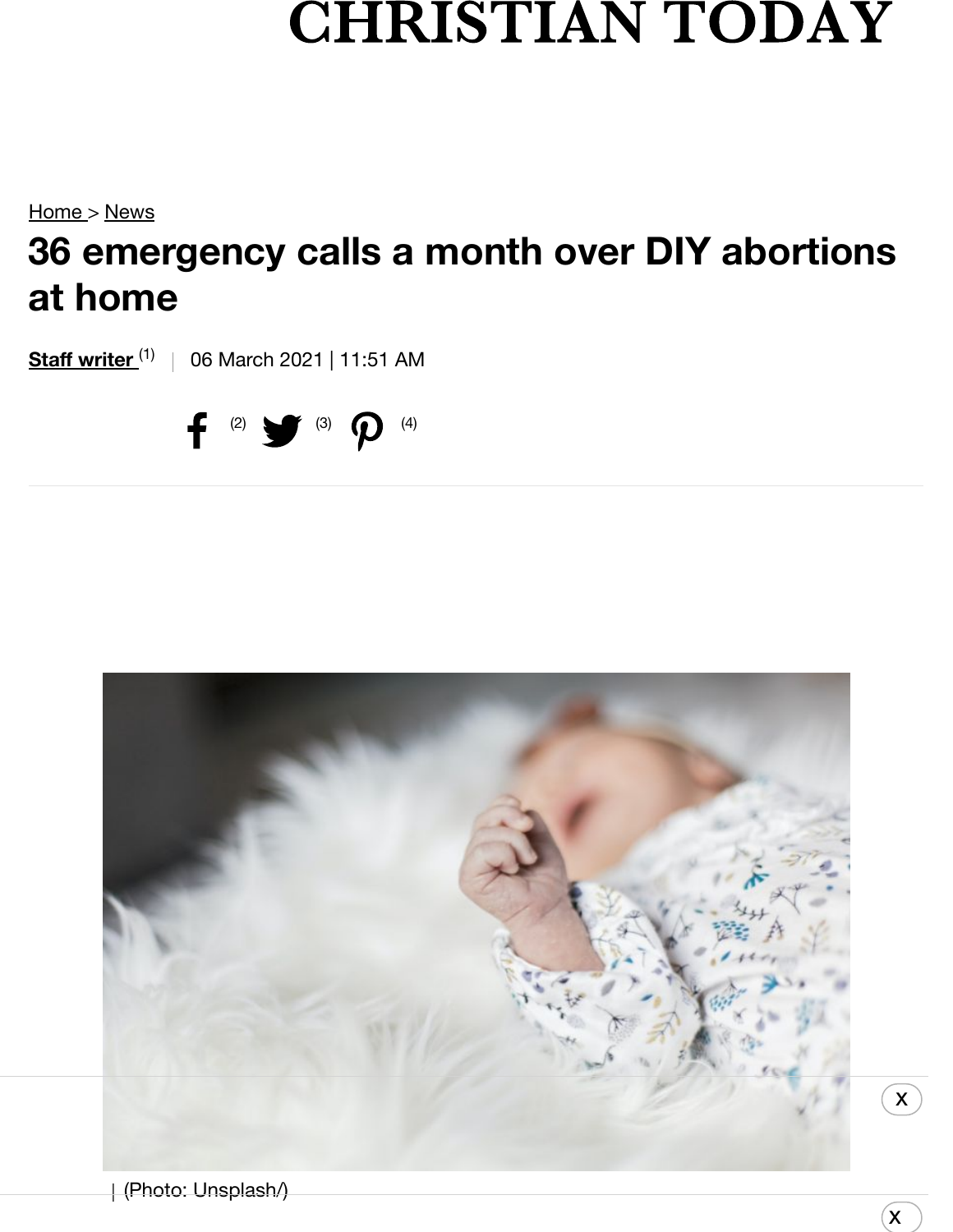# CHRISTIAN TODAY

Home > News

# 36 emergency calls a month over DIY abortions at home

**Staff writer** (1) | 06 March 2021 | 11:51 AM

(2) (3) (4)

| (Photo: Unsplash/)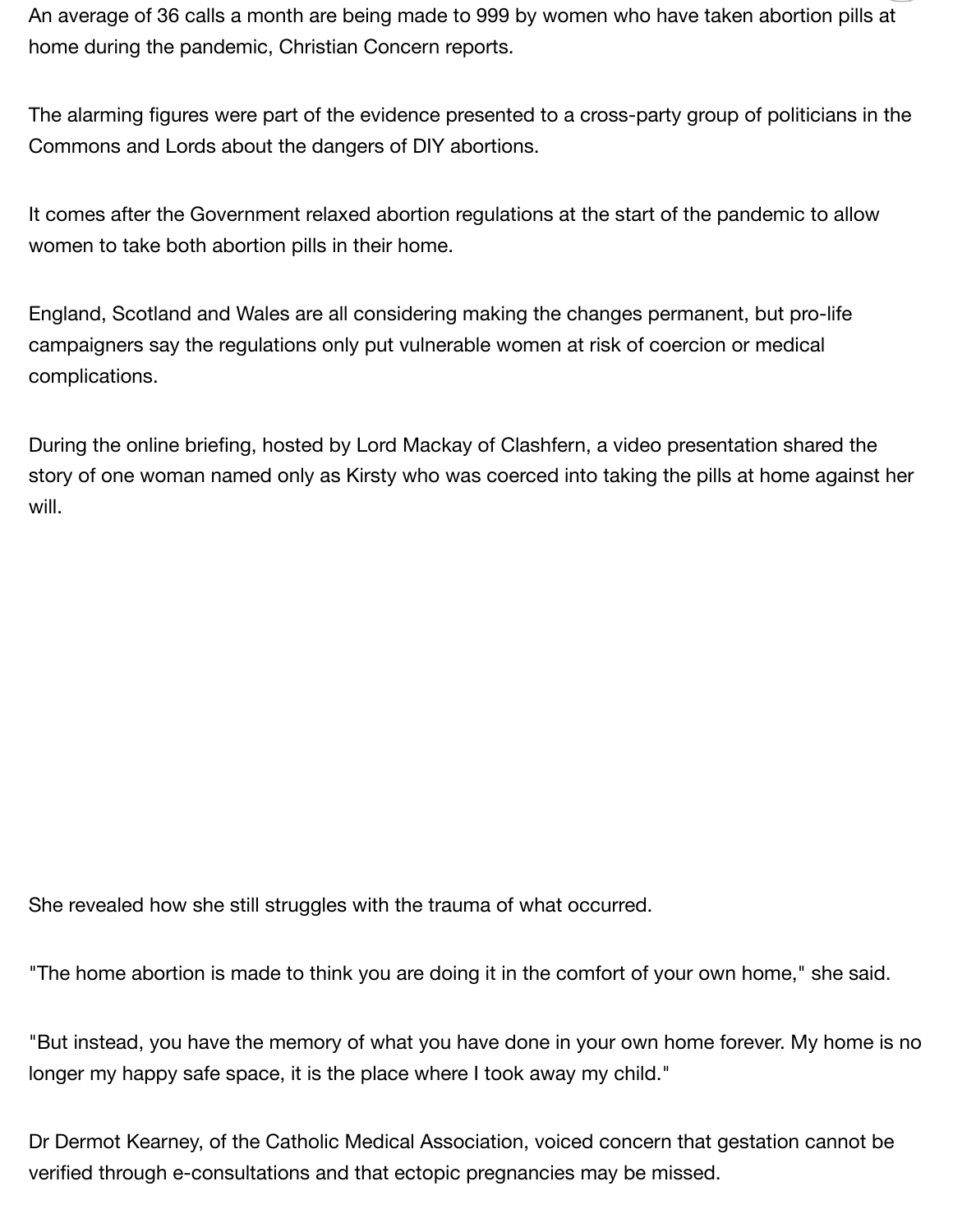An average of 36 calls a month are being made to 999 by women who have taken abortion pills at home during the pandemic, Christian Concern reports.

The alarming figures were part of the evidence presented to a cross-party group of politicians in the Commons and Lords about the dangers of DIY abortions.

It comes after the Government relaxed abortion regulations at the start of the pandemic to allow women to take both abortion pills in their home.

England, Scotland and Wales are all considering making the changes permanent, but pro-life campaigners say the regulations only put vulnerable women at risk of coercion or medical complications.

During the online briefing, hosted by Lord Mackay of Clashfern, a video presentation shared the story of one woman named only as Kirsty who was coerced into taking the pills at home against her will.

She revealed how she still struggles with the trauma of what occurred.

"The home abortion is made to think you are doing it in the comfort of your own home," she said.

"But instead, you have the memory of what you have done in your own home forever. My home is no longer my happy safe space, it is the place where I took away my child."

Dr Dermot Kearney, of the Catholic Medical Association, voiced concern that gestation cannot be verified through e-consultations and that ectopic pregnancies may be missed.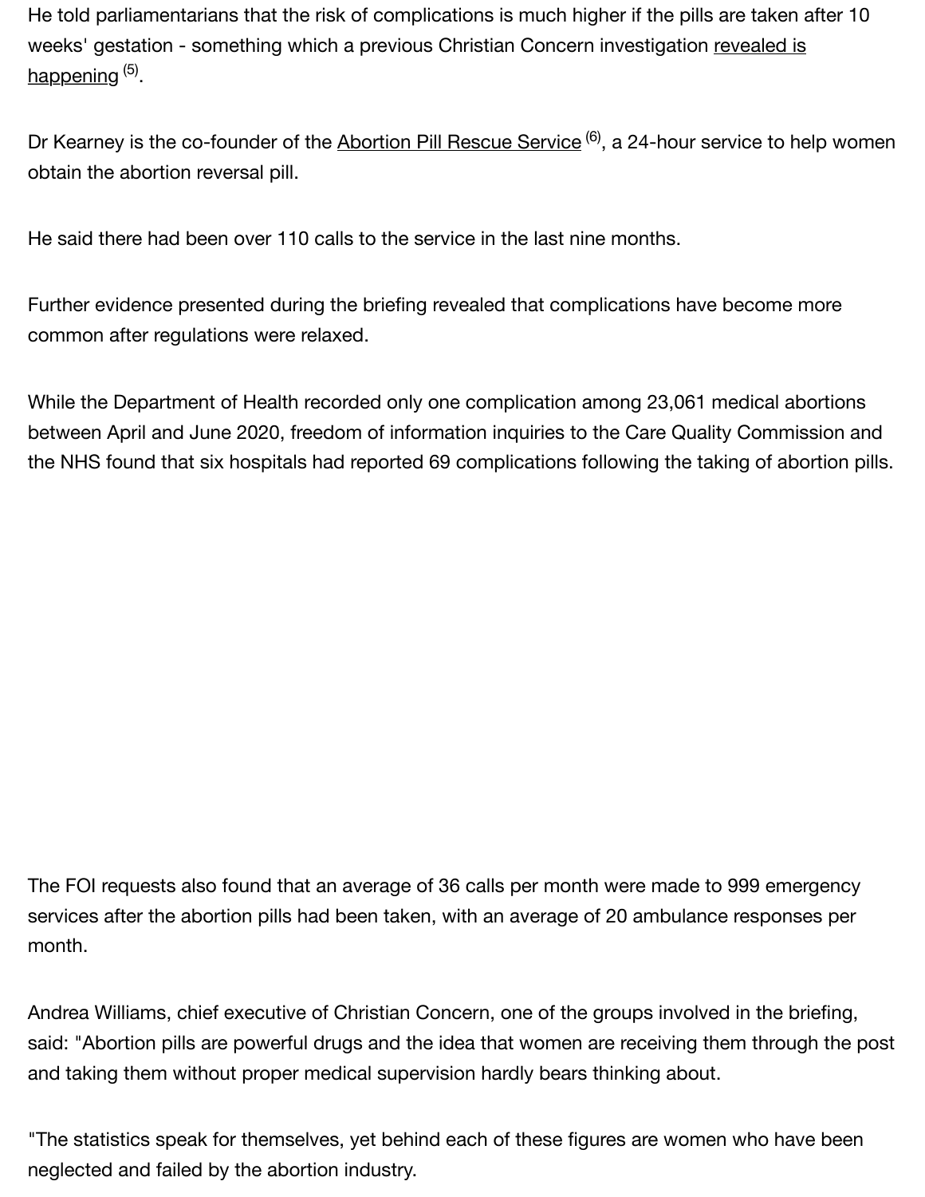He told parliamentarians that the risk of complications is much higher if the pills are taken after 10 weeks' gestation - something which a previous Christian Concern investigation revealed is happening [5].

Dr Kearney is the co-founder of the Abortion Pill Rescue Service [6], a 24-hour service to help women obtain the abortion reversal pill.

He said there had been over 110 calls to the service in the last nine months.

Further evidence presented during the briefing revealed that complications have become more common after regulations were relaxed.

While the Department of Health recorded only one complication among 23,061 medical abortions between April and June 2020, freedom of information inquiries to the Care Quality Commission and the NHS found that six hospitals had reported 69 complications following the taking of abortion pills.

The FOI requests also found that an average of 36 calls per month were made to 999 emergency services after the abortion pills had been taken, with an average of 20 ambulance responses per month.

Andrea Williams, chief executive of Christian Concern, one of the groups involved in the briefing, said: "Abortion pills are powerful drugs and the idea that women are receiving them through the post and taking them without proper medical supervision hardly bears thinking about.

"The statistics speak for themselves, yet behind each of these figures are women who have been neglected and failed by the abortion industry.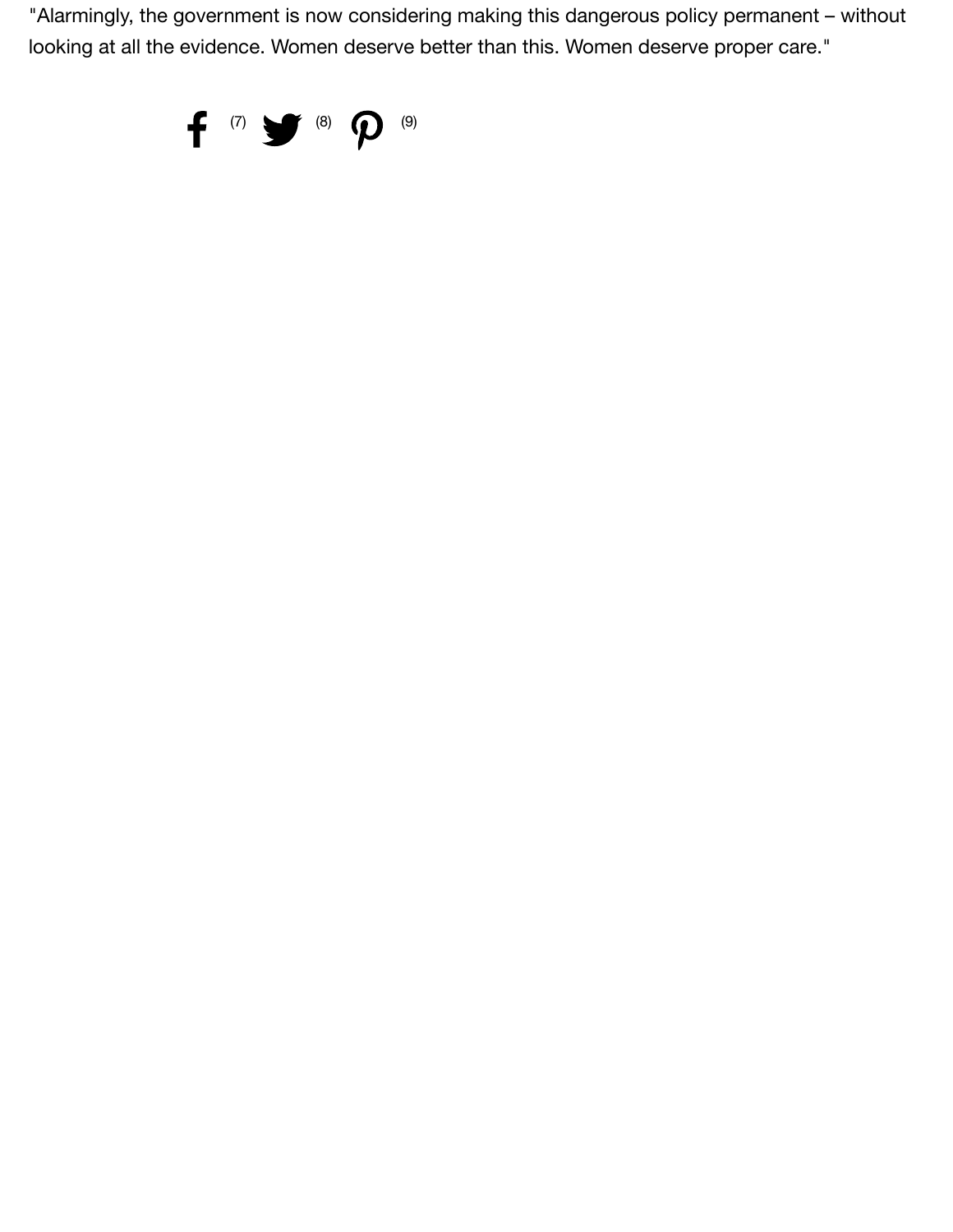"Alarmingly, the government is now considering making this dangerous policy permanent – without looking at all the evidence. Women deserve better than this. Women deserve proper care."

(7) (8) (9)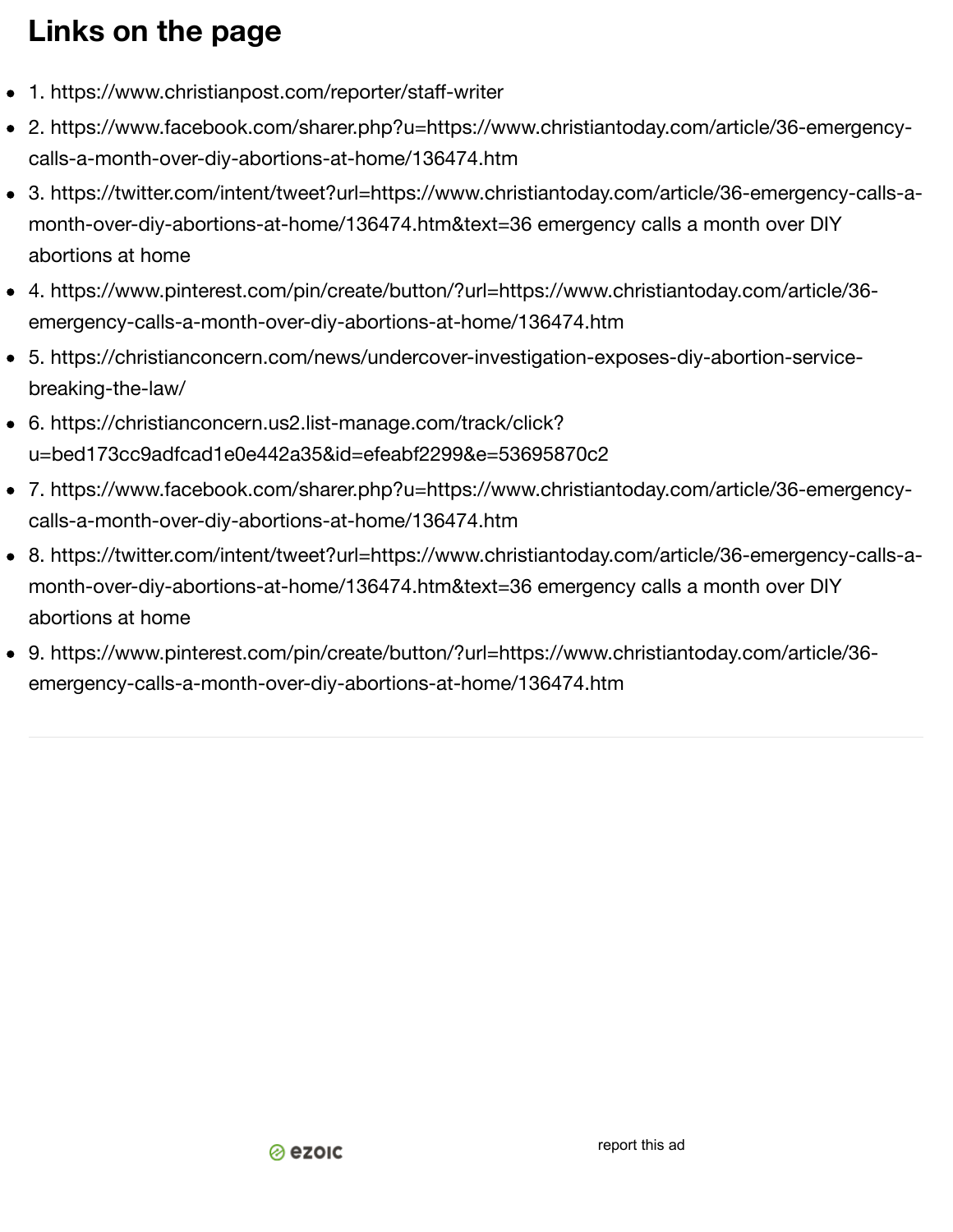## Links on the page

- 1. https://www.christianpost.com/reporter/staff-writer
- 2. https://www.facebook.com/sharer.php?u=https://www.christiantoday.com/article/36-emergency-calls-a-month-over-diy-abortions-at-home/136474.htm
- 3. https://twitter.com/intent/tweet?url=https://www.christiantoday.com/article/36-emergency-calls-a-month-over-diy-abortions-at-home/136474.htm&text=36 emergency calls a month over DIY abortions at home
- 4. https://www.pinterest.com/pin/create/button/?url=https://www.christiantoday.com/article/36-emergency-calls-a-month-over-diy-abortions-at-home/136474.htm
- 5. https://christianconcern.com/news/undercover-investigation-exposes-diy-abortion-service-breaking-the-law/
- 6. https://christianconcern.us2.list-manage.com/track/click?u=bed173cc9adfcad1e0e442a35&id=efeabf2299&e=53695870c2
- 7. https://www.facebook.com/sharer.php?u=https://www.christiantoday.com/article/36-emergency-calls-a-month-over-diy-abortions-at-home/136474.htm
- 8. https://twitter.com/intent/tweet?url=https://www.christiantoday.com/article/36-emergency-calls-a-month-over-diy-abortions-at-home/136474.htm&text=36 emergency calls a month over DIY abortions at home
- 9. https://www.pinterest.com/pin/create/button/?url=https://www.christiantoday.com/article/36-emergency-calls-a-month-over-diy-abortions-at-home/136474.htm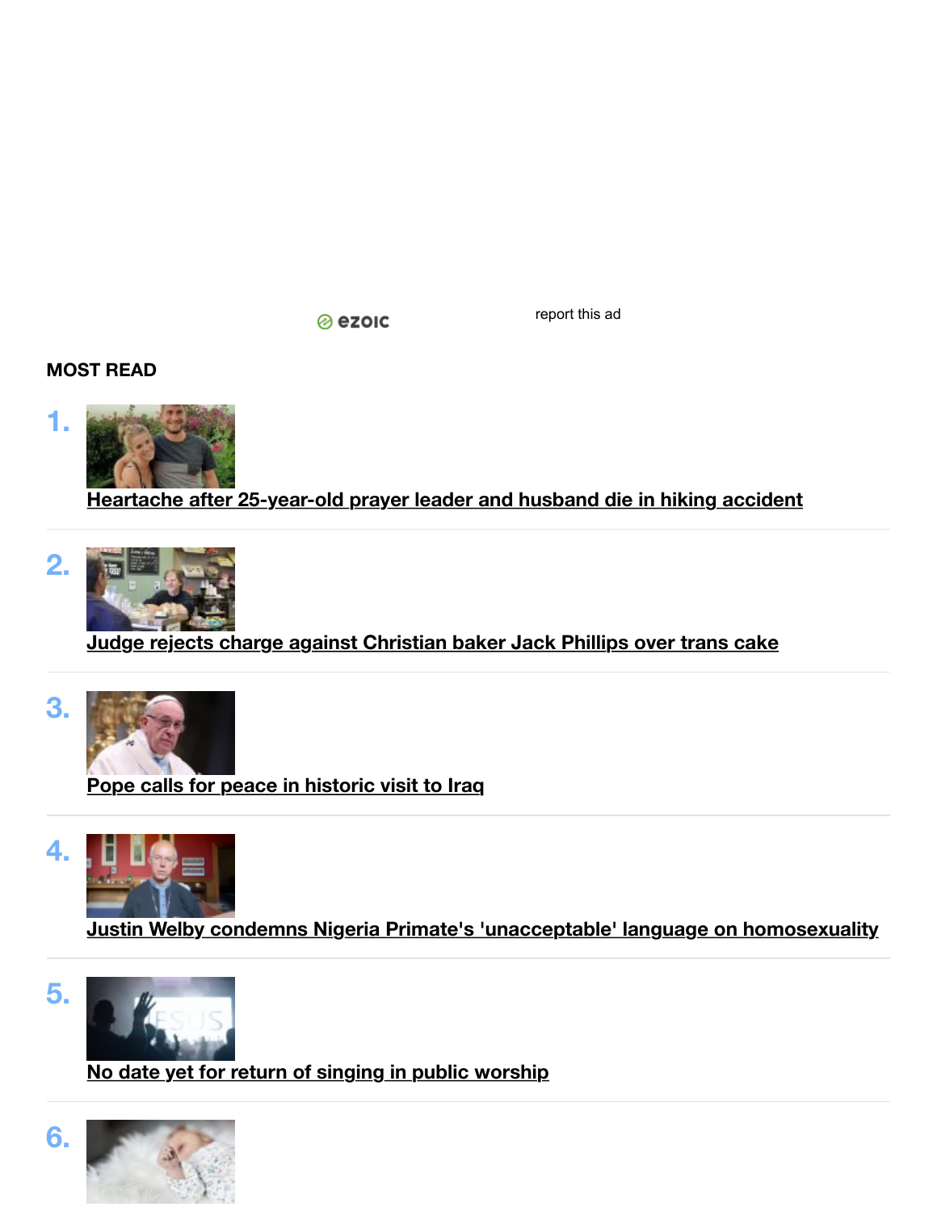report this ad

**MOST READ**

1. [Heartache after 25-year-old prayer leader and husband die in hiking accident]

2. [Judge rejects charge against Christian baker Jack Phillips over trans cake]

3. [Pope calls for peace in historic visit to Iraq]

4. [Justin Welby condemns Nigeria Primate's 'unacceptable' language on homosexuality]

5. [No date yet for return of singing in public worship]

6.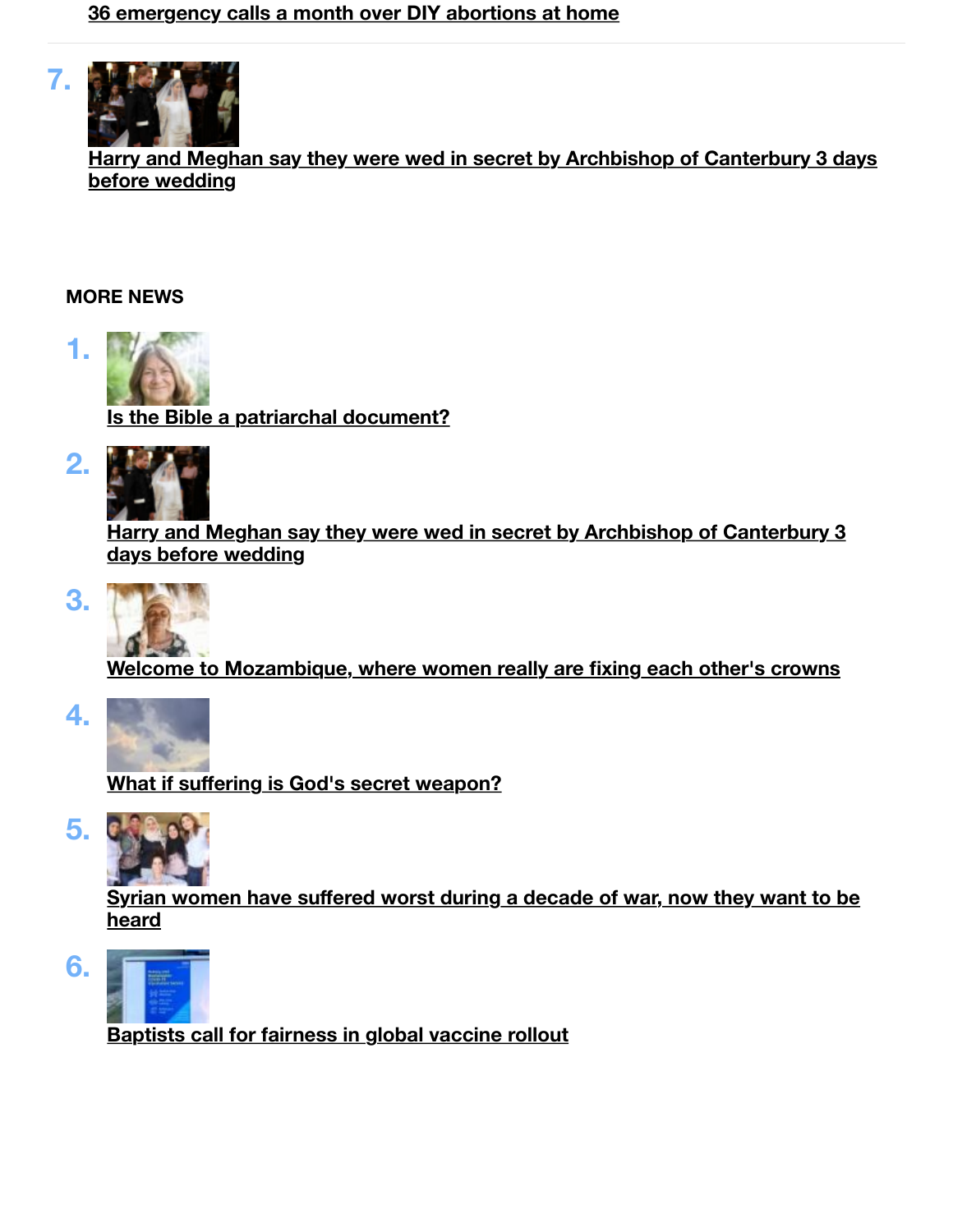36 emergency calls a month over DIY abortions at home

7. Harry and Meghan say they were wed in secret by Archbishop of Canterbury 3 days before wedding

## MORE NEWS

1. Is the Bible a patriarchal document?

2. Harry and Meghan say they were wed in secret by Archbishop of Canterbury 3 days before wedding

3. Welcome to Mozambique, where women really are fixing each other's crowns

4. What if suffering is God's secret weapon?

5. Syrian women have suffered worst during a decade of war, now they want to be heard

6. Baptists call for fairness in global vaccine rollout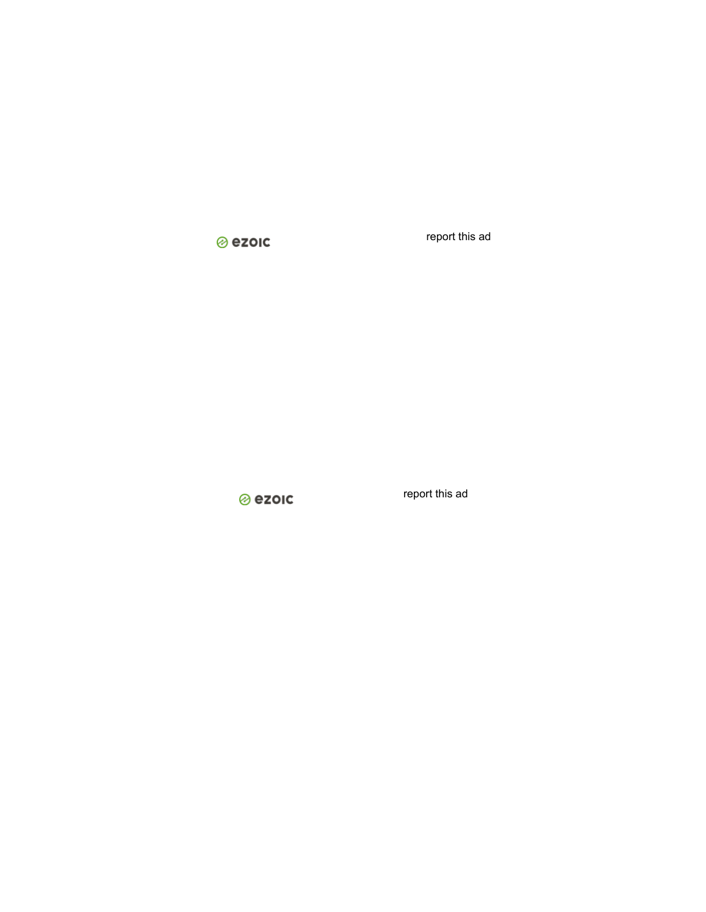ezoic report this ad

ezoic report this ad